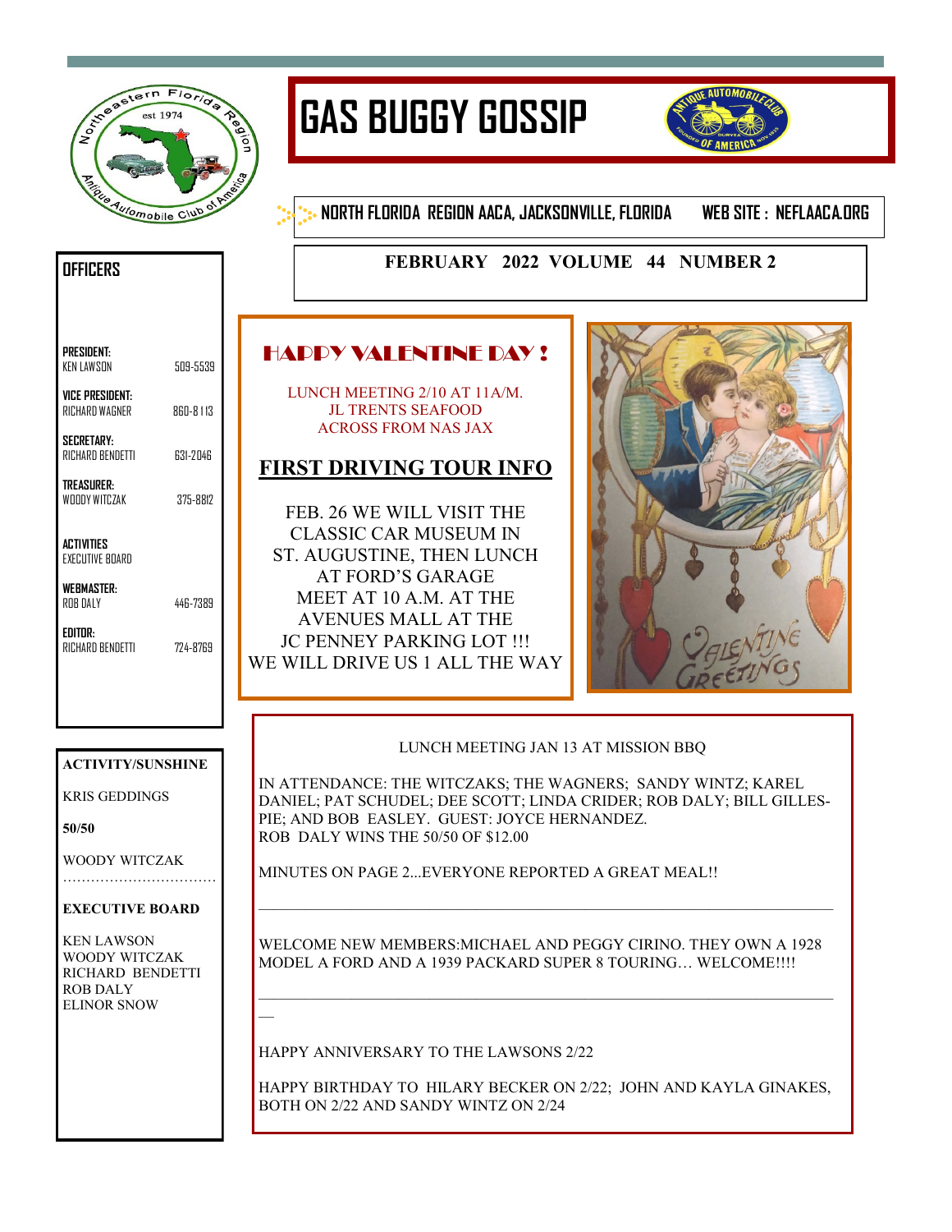# GAS BUGGY GOSSIP

**NORTH FLORIDA REGION AACA, JACKSONVILLE, FLORIDA** **WEB SITE : NEFLAACA.ORG**

**FEBRUARY 2022 VOLUME 44 NUMBER 2**

## OFFICERS

| | |
|---|---|
| **PRESIDENT:** KEN LAWSON | 509-5539 |
| **VICE PRESIDENT:** RICHARD WAGNER | 860-8113 |
| **SECRETARY:** RICHARD BENDETTI | 631-2046 |
| **TREASURER:** WOODY WITCZAK | 375-8812 |
| **ACTIVITIES** EXECUTIVE BOARD | |
| **WEBMASTER:** ROB DALY | 446-7389 |
| **EDITOR:** RICHARD BENDETTI | 724-8769 |

**ACTIVITY/SUNSHINE**

KRIS GEDDINGS

**50/50**

WOODY WITCZAK

……………………………

**EXECUTIVE BOARD**

KEN LAWSON
WOODY WITCZAK
RICHARD BENDETTI
ROB DALY
ELINOR SNOW

## HAPPY VALENTINE DAY !

LUNCH MEETING 2/10 AT 11A/M.
JL TRENTS SEAFOOD
ACROSS FROM NAS JAX

## FIRST DRIVING TOUR INFO

FEB. 26 WE WILL VISIT THE CLASSIC CAR MUSEUM IN ST. AUGUSTINE, THEN LUNCH AT FORD'S GARAGE
MEET AT 10 A.M. AT THE AVENUES MALL AT THE JC PENNEY PARKING LOT !!!
WE WILL DRIVE US 1 ALL THE WAY

LUNCH MEETING JAN 13 AT MISSION BBQ

IN ATTENDANCE: THE WITCZAKS; THE WAGNERS; SANDY WINTZ; KAREL DANIEL; PAT SCHUDEL; DEE SCOTT; LINDA CRIDER; ROB DALY; BILL GILLESPIE; AND BOB EASLEY. GUEST: JOYCE HERNANDEZ.
ROB DALY WINS THE 50/50 OF $12.00

MINUTES ON PAGE 2...EVERYONE REPORTED A GREAT MEAL!!

---

WELCOME NEW MEMBERS:MICHAEL AND PEGGY CIRINO. THEY OWN A 1928 MODEL A FORD AND A 1939 PACKARD SUPER 8 TOURING… WELCOME!!!!

---

HAPPY ANNIVERSARY TO THE LAWSONS 2/22

HAPPY BIRTHDAY TO HILARY BECKER ON 2/22; JOHN AND KAYLA GINAKES, BOTH ON 2/22 AND SANDY WINTZ ON 2/24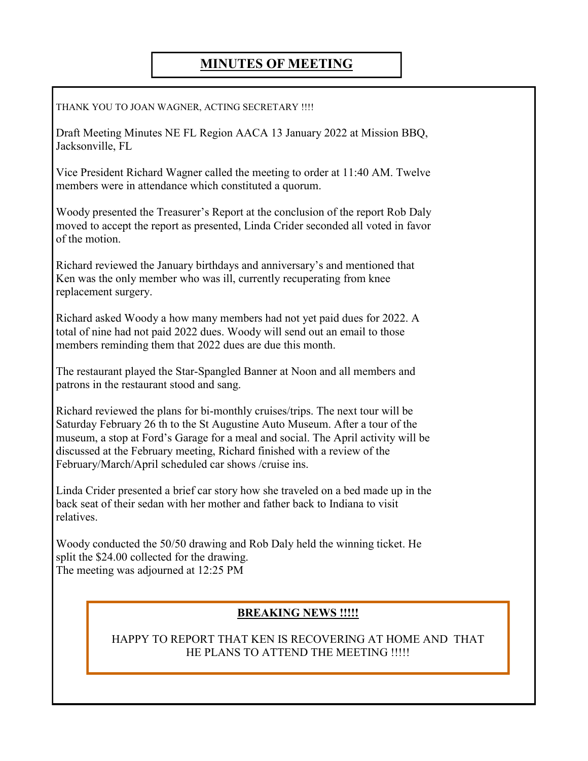# MINUTES OF MEETING

THANK YOU TO JOAN WAGNER, ACTING SECRETARY !!!!

Draft Meeting Minutes NE FL Region AACA 13 January 2022 at Mission BBQ, Jacksonville, FL

Vice President Richard Wagner called the meeting to order at 11:40 AM. Twelve members were in attendance which constituted a quorum.

Woody presented the Treasurer's Report at the conclusion of the report Rob Daly moved to accept the report as presented, Linda Crider seconded all voted in favor of the motion.

Richard reviewed the January birthdays and anniversary's and mentioned that Ken was the only member who was ill, currently recuperating from knee replacement surgery.

Richard asked Woody a how many members had not yet paid dues for 2022. A total of nine had not paid 2022 dues. Woody will send out an email to those members reminding them that 2022 dues are due this month.

The restaurant played the Star-Spangled Banner at Noon and all members and patrons in the restaurant stood and sang.

Richard reviewed the plans for bi-monthly cruises/trips. The next tour will be Saturday February 26 th to the St Augustine Auto Museum. After a tour of the museum, a stop at Ford's Garage for a meal and social. The April activity will be discussed at the February meeting, Richard finished with a review of the February/March/April scheduled car shows /cruise ins.

Linda Crider presented a brief car story how she traveled on a bed made up in the back seat of their sedan with her mother and father back to Indiana to visit relatives.

Woody conducted the 50/50 drawing and Rob Daly held the winning ticket. He split the $24.00 collected for the drawing.
The meeting was adjourned at 12:25 PM

**BREAKING NEWS !!!!!**

HAPPY TO REPORT THAT KEN IS RECOVERING AT HOME AND THAT HE PLANS TO ATTEND THE MEETING !!!!!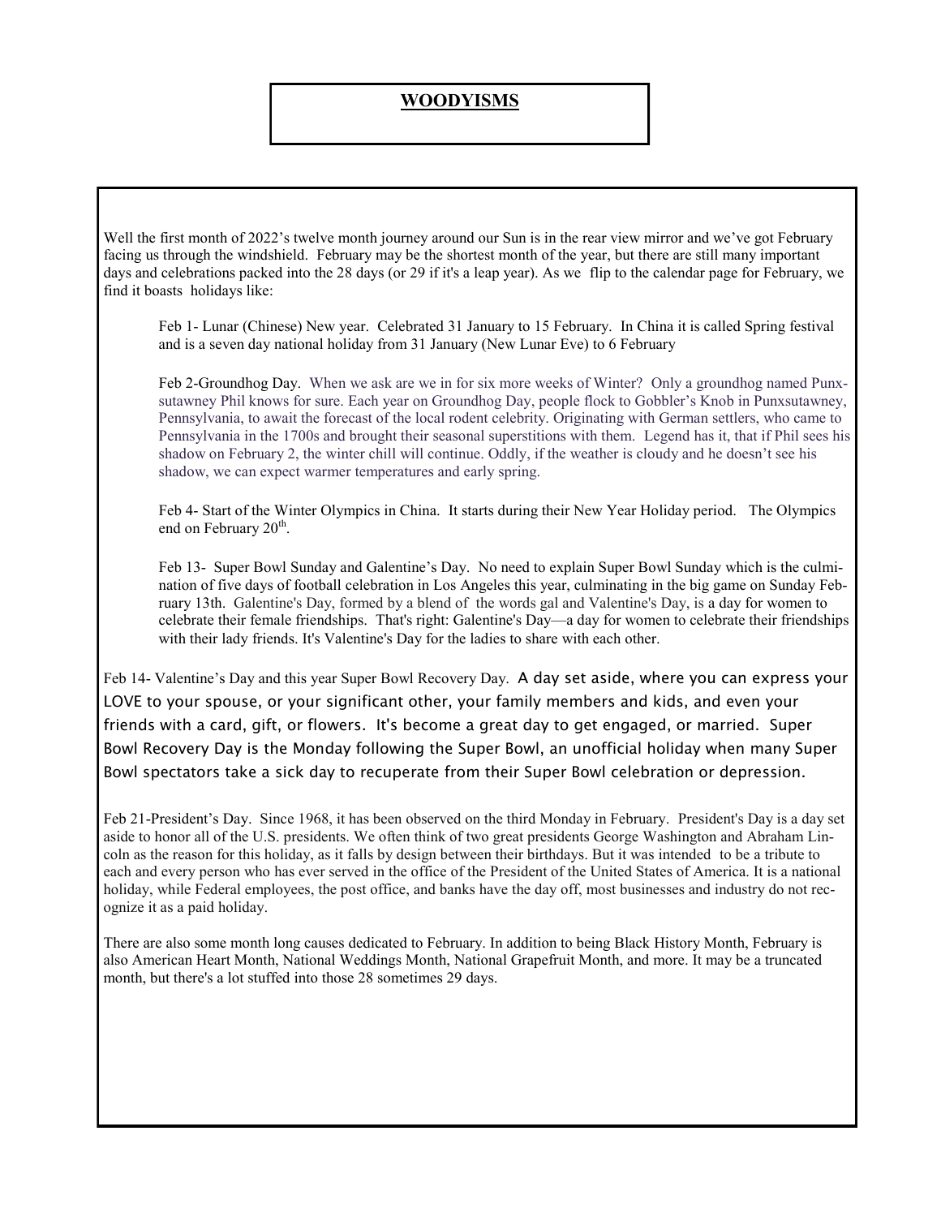## WOODYISMS

Well the first month of 2022's twelve month journey around our Sun is in the rear view mirror and we've got February facing us through the windshield. February may be the shortest month of the year, but there are still many important days and celebrations packed into the 28 days (or 29 if it's a leap year). As we flip to the calendar page for February, we find it boasts holidays like:

Feb 1- Lunar (Chinese) New year. Celebrated 31 January to 15 February. In China it is called Spring festival and is a seven day national holiday from 31 January (New Lunar Eve) to 6 February

Feb 2-Groundhog Day. When we ask are we in for six more weeks of Winter? Only a groundhog named Punxsutawney Phil knows for sure. Each year on Groundhog Day, people flock to Gobbler's Knob in Punxsutawney, Pennsylvania, to await the forecast of the local rodent celebrity. Originating with German settlers, who came to Pennsylvania in the 1700s and brought their seasonal superstitions with them. Legend has it, that if Phil sees his shadow on February 2, the winter chill will continue. Oddly, if the weather is cloudy and he doesn't see his shadow, we can expect warmer temperatures and early spring.

Feb 4- Start of the Winter Olympics in China. It starts during their New Year Holiday period. The Olympics end on February 20th.

Feb 13- Super Bowl Sunday and Galentine's Day. No need to explain Super Bowl Sunday which is the culmination of five days of football celebration in Los Angeles this year, culminating in the big game on Sunday February 13th. Galentine's Day, formed by a blend of the words gal and Valentine's Day, is a day for women to celebrate their female friendships. That's right: Galentine's Day—a day for women to celebrate their friendships with their lady friends. It's Valentine's Day for the ladies to share with each other.

Feb 14- Valentine's Day and this year Super Bowl Recovery Day. A day set aside, where you can express your LOVE to your spouse, or your significant other, your family members and kids, and even your friends with a card, gift, or flowers. It's become a great day to get engaged, or married. Super Bowl Recovery Day is the Monday following the Super Bowl, an unofficial holiday when many Super Bowl spectators take a sick day to recuperate from their Super Bowl celebration or depression.

Feb 21-President's Day. Since 1968, it has been observed on the third Monday in February. President's Day is a day set aside to honor all of the U.S. presidents. We often think of two great presidents George Washington and Abraham Lincoln as the reason for this holiday, as it falls by design between their birthdays. But it was intended to be a tribute to each and every person who has ever served in the office of the President of the United States of America. It is a national holiday, while Federal employees, the post office, and banks have the day off, most businesses and industry do not recognize it as a paid holiday.

There are also some month long causes dedicated to February. In addition to being Black History Month, February is also American Heart Month, National Weddings Month, National Grapefruit Month, and more. It may be a truncated month, but there's a lot stuffed into those 28 sometimes 29 days.